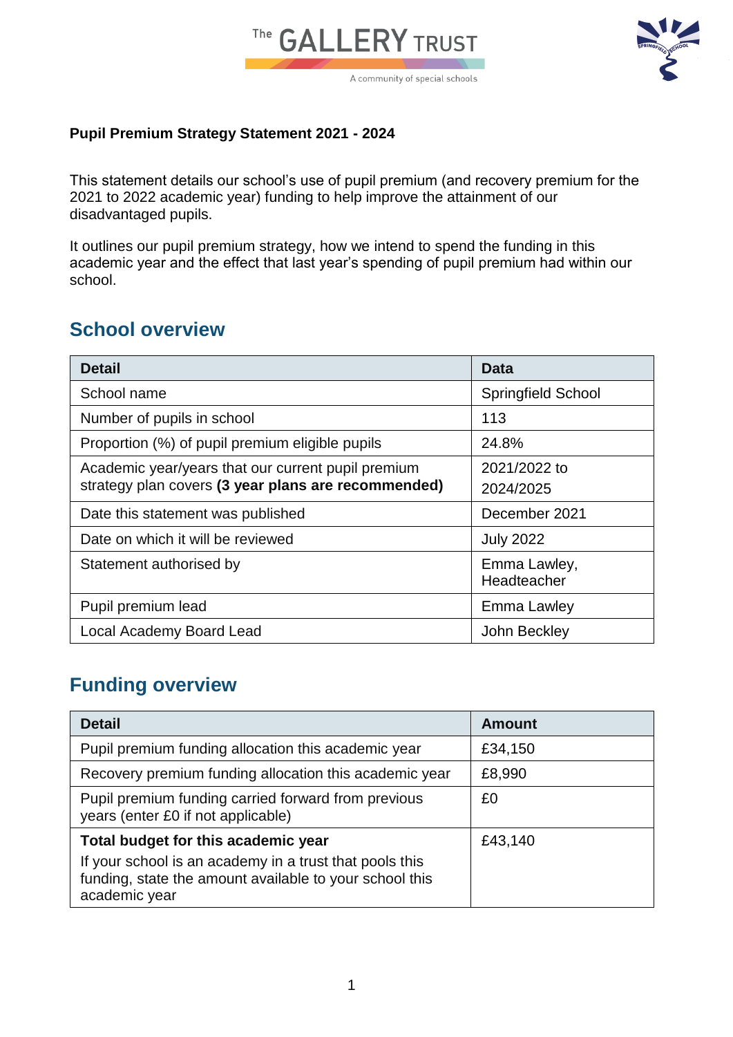**Pupil Premium Strategy Statement 2021 - 2024**

This statement details our school's use of pupil premium (and recovery premium for the 2021 to 2022 academic year) funding to help improve the attainment of our disadvantaged pupils.

It outlines our pupil premium strategy, how we intend to spend the funding in this academic year and the effect that last year's spending of pupil premium had within our school.

## School overview

| Detail | Data |
|---|---|
| School name | Springfield School |
| Number of pupils in school | 113 |
| Proportion (%) of pupil premium eligible pupils | 24.8% |
| Academic year/years that our current pupil premium strategy plan covers **(3 year plans are recommended)** | 2021/2022 to 2024/2025 |
| Date this statement was published | December 2021 |
| Date on which it will be reviewed | July 2022 |
| Statement authorised by | Emma Lawley, Headteacher |
| Pupil premium lead | Emma Lawley |
| Local Academy Board Lead | John Beckley |

## Funding overview

| Detail | Amount |
|---|---|
| Pupil premium funding allocation this academic year | £34,150 |
| Recovery premium funding allocation this academic year | £8,990 |
| Pupil premium funding carried forward from previous years (enter £0 if not applicable) | £0 |
| **Total budget for this academic year** If your school is an academy in a trust that pools this funding, state the amount available to your school this academic year | £43,140 |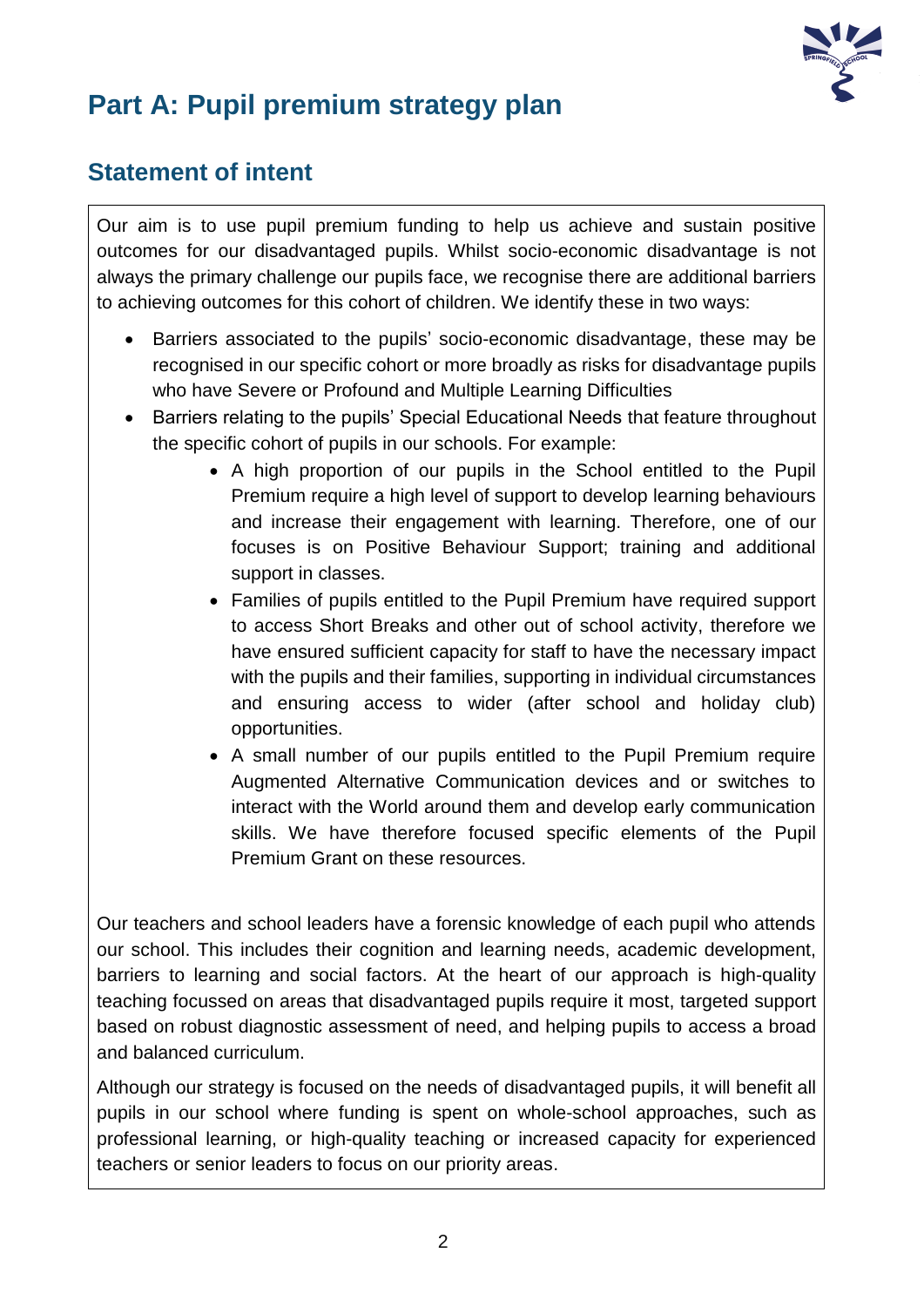# Part A: Pupil premium strategy plan

## Statement of intent

Our aim is to use pupil premium funding to help us achieve and sustain positive outcomes for our disadvantaged pupils. Whilst socio-economic disadvantage is not always the primary challenge our pupils face, we recognise there are additional barriers to achieving outcomes for this cohort of children. We identify these in two ways:

- Barriers associated to the pupils' socio-economic disadvantage, these may be recognised in our specific cohort or more broadly as risks for disadvantage pupils who have Severe or Profound and Multiple Learning Difficulties
- Barriers relating to the pupils' Special Educational Needs that feature throughout the specific cohort of pupils in our schools. For example:
  - A high proportion of our pupils in the School entitled to the Pupil Premium require a high level of support to develop learning behaviours and increase their engagement with learning. Therefore, one of our focuses is on Positive Behaviour Support; training and additional support in classes.
  - Families of pupils entitled to the Pupil Premium have required support to access Short Breaks and other out of school activity, therefore we have ensured sufficient capacity for staff to have the necessary impact with the pupils and their families, supporting in individual circumstances and ensuring access to wider (after school and holiday club) opportunities.
  - A small number of our pupils entitled to the Pupil Premium require Augmented Alternative Communication devices and or switches to interact with the World around them and develop early communication skills. We have therefore focused specific elements of the Pupil Premium Grant on these resources.

Our teachers and school leaders have a forensic knowledge of each pupil who attends our school. This includes their cognition and learning needs, academic development, barriers to learning and social factors. At the heart of our approach is high-quality teaching focussed on areas that disadvantaged pupils require it most, targeted support based on robust diagnostic assessment of need, and helping pupils to access a broad and balanced curriculum.

Although our strategy is focused on the needs of disadvantaged pupils, it will benefit all pupils in our school where funding is spent on whole-school approaches, such as professional learning, or high-quality teaching or increased capacity for experienced teachers or senior leaders to focus on our priority areas.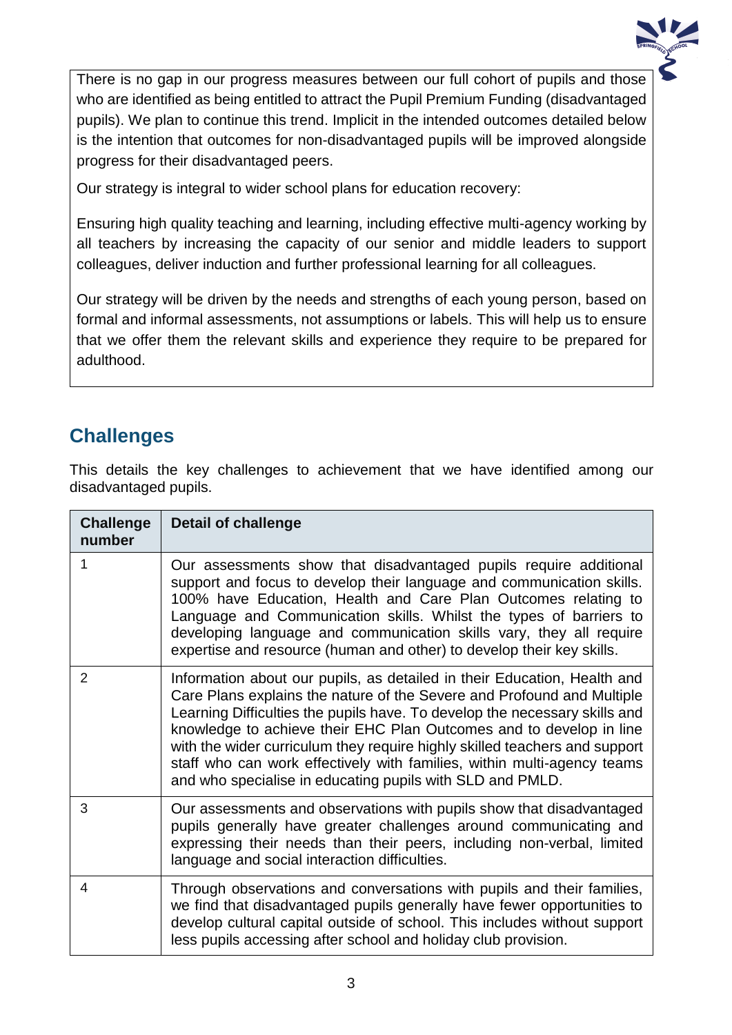There is no gap in our progress measures between our full cohort of pupils and those who are identified as being entitled to attract the Pupil Premium Funding (disadvantaged pupils). We plan to continue this trend. Implicit in the intended outcomes detailed below is the intention that outcomes for non-disadvantaged pupils will be improved alongside progress for their disadvantaged peers.

Our strategy is integral to wider school plans for education recovery:

Ensuring high quality teaching and learning, including effective multi-agency working by all teachers by increasing the capacity of our senior and middle leaders to support colleagues, deliver induction and further professional learning for all colleagues.

Our strategy will be driven by the needs and strengths of each young person, based on formal and informal assessments, not assumptions or labels. This will help us to ensure that we offer them the relevant skills and experience they require to be prepared for adulthood.

## Challenges

This details the key challenges to achievement that we have identified among our disadvantaged pupils.

| Challenge number | Detail of challenge |
|---|---|
| 1 | Our assessments show that disadvantaged pupils require additional support and focus to develop their language and communication skills. 100% have Education, Health and Care Plan Outcomes relating to Language and Communication skills. Whilst the types of barriers to developing language and communication skills vary, they all require expertise and resource (human and other) to develop their key skills. |
| 2 | Information about our pupils, as detailed in their Education, Health and Care Plans explains the nature of the Severe and Profound and Multiple Learning Difficulties the pupils have. To develop the necessary skills and knowledge to achieve their EHC Plan Outcomes and to develop in line with the wider curriculum they require highly skilled teachers and support staff who can work effectively with families, within multi-agency teams and who specialise in educating pupils with SLD and PMLD. |
| 3 | Our assessments and observations with pupils show that disadvantaged pupils generally have greater challenges around communicating and expressing their needs than their peers, including non-verbal, limited language and social interaction difficulties. |
| 4 | Through observations and conversations with pupils and their families, we find that disadvantaged pupils generally have fewer opportunities to develop cultural capital outside of school. This includes without support less pupils accessing after school and holiday club provision. |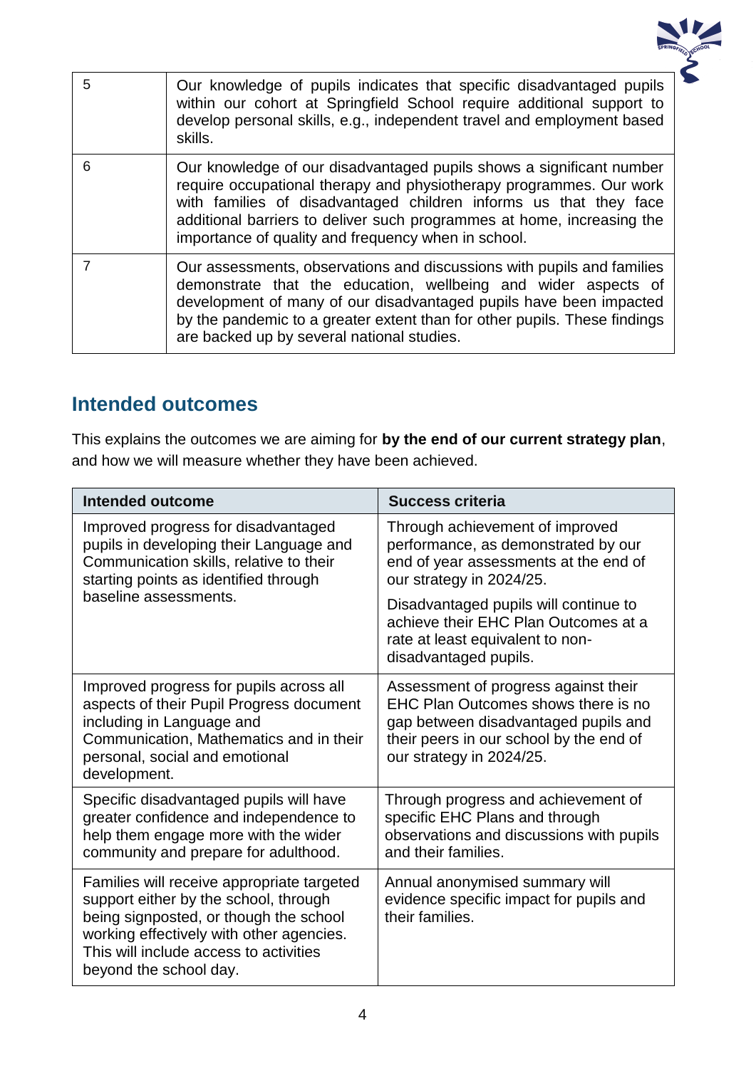| | |
|---|---|
| 5 | Our knowledge of pupils indicates that specific disadvantaged pupils within our cohort at Springfield School require additional support to develop personal skills, e.g., independent travel and employment based skills. |
| 6 | Our knowledge of our disadvantaged pupils shows a significant number require occupational therapy and physiotherapy programmes. Our work with families of disadvantaged children informs us that they face additional barriers to deliver such programmes at home, increasing the importance of quality and frequency when in school. |
| 7 | Our assessments, observations and discussions with pupils and families demonstrate that the education, wellbeing and wider aspects of development of many of our disadvantaged pupils have been impacted by the pandemic to a greater extent than for other pupils. These findings are backed up by several national studies. |

## Intended outcomes

This explains the outcomes we are aiming for **by the end of our current strategy plan**, and how we will measure whether they have been achieved.

| Intended outcome | Success criteria |
|---|---|
| Improved progress for disadvantaged pupils in developing their Language and Communication skills, relative to their starting points as identified through baseline assessments. | Through achievement of improved performance, as demonstrated by our end of year assessments at the end of our strategy in 2024/25.<br><br>Disadvantaged pupils will continue to achieve their EHC Plan Outcomes at a rate at least equivalent to non-disadvantaged pupils. |
| Improved progress for pupils across all aspects of their Pupil Progress document including in Language and Communication, Mathematics and in their personal, social and emotional development. | Assessment of progress against their EHC Plan Outcomes shows there is no gap between disadvantaged pupils and their peers in our school by the end of our strategy in 2024/25. |
| Specific disadvantaged pupils will have greater confidence and independence to help them engage more with the wider community and prepare for adulthood. | Through progress and achievement of specific EHC Plans and through observations and discussions with pupils and their families. |
| Families will receive appropriate targeted support either by the school, through being signposted, or though the school working effectively with other agencies. This will include access to activities beyond the school day. | Annual anonymised summary will evidence specific impact for pupils and their families. |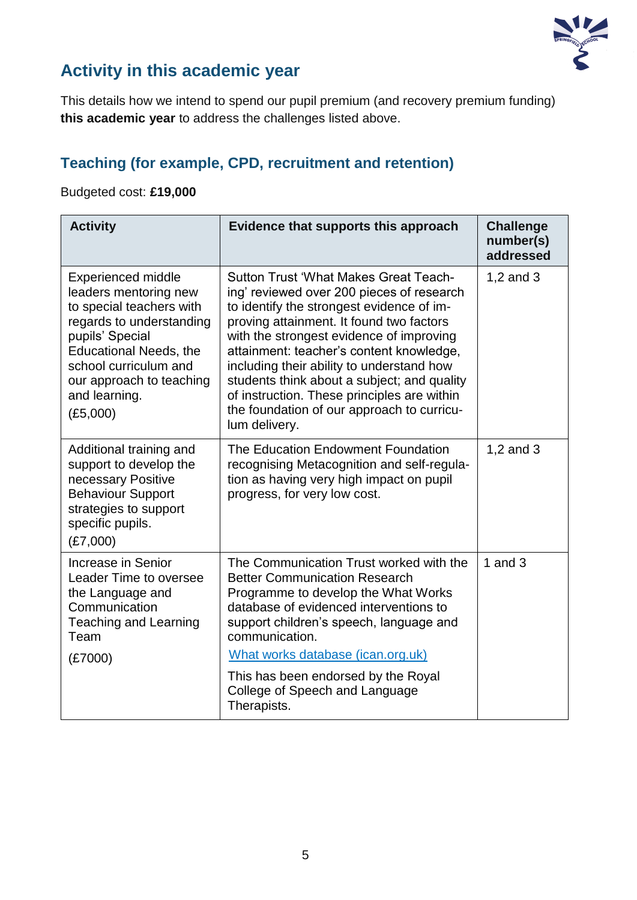## Activity in this academic year

This details how we intend to spend our pupil premium (and recovery premium funding) **this academic year** to address the challenges listed above.

### Teaching (for example, CPD, recruitment and retention)

Budgeted cost: **£19,000**

| Activity | Evidence that supports this approach | Challenge number(s) addressed |
|---|---|---|
| Experienced middle leaders mentoring new to special teachers with regards to understanding pupils' Special Educational Needs, the school curriculum and our approach to teaching and learning. (£5,000) | Sutton Trust 'What Makes Great Teaching' reviewed over 200 pieces of research to identify the strongest evidence of improving attainment. It found two factors with the strongest evidence of improving attainment: teacher's content knowledge, including their ability to understand how students think about a subject; and quality of instruction. These principles are within the foundation of our approach to curriculum delivery. | 1,2 and 3 |
| Additional training and support to develop the necessary Positive Behaviour Support strategies to support specific pupils. (£7,000) | The Education Endowment Foundation recognising Metacognition and self-regulation as having very high impact on pupil progress, for very low cost. | 1,2 and 3 |
| Increase in Senior Leader Time to oversee the Language and Communication Teaching and Learning Team (£7000) | The Communication Trust worked with the Better Communication Research Programme to develop the What Works database of evidenced interventions to support children's speech, language and communication. [What works database (ican.org.uk)] This has been endorsed by the Royal College of Speech and Language Therapists. | 1 and 3 |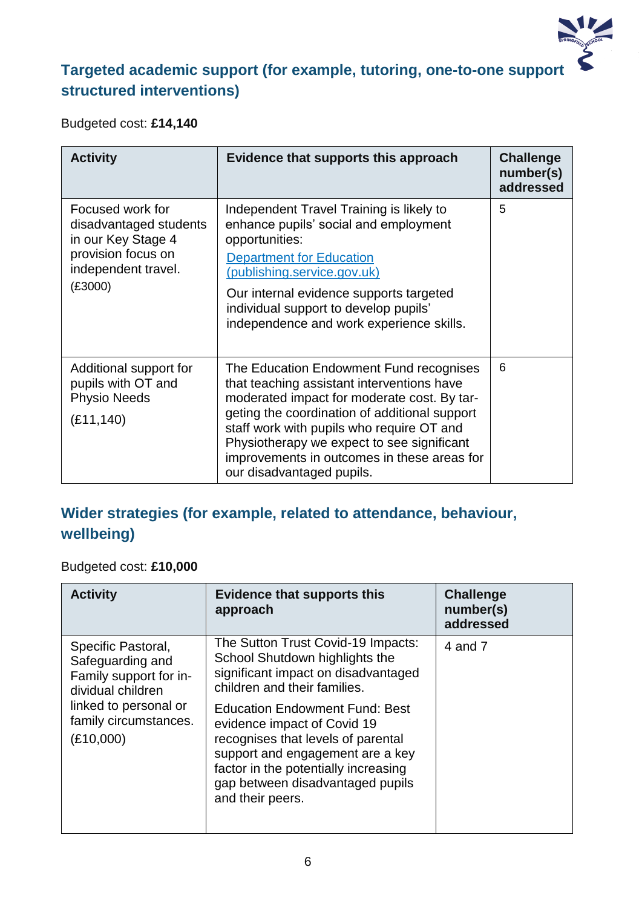## Targeted academic support (for example, tutoring, one-to-one support structured interventions)

Budgeted cost: **£14,140**

| Activity | Evidence that supports this approach | Challenge number(s) addressed |
|---|---|---|
| Focused work for disadvantaged students in our Key Stage 4 provision focus on independent travel. (£3000) | Independent Travel Training is likely to enhance pupils' social and employment opportunities: [Department for Education (publishing.service.gov.uk)](#) Our internal evidence supports targeted individual support to develop pupils' independence and work experience skills. | 5 |
| Additional support for pupils with OT and Physio Needs (£11,140) | The Education Endowment Fund recognises that teaching assistant interventions have moderated impact for moderate cost. By targeting the coordination of additional support staff work with pupils who require OT and Physiotherapy we expect to see significant improvements in outcomes in these areas for our disadvantaged pupils. | 6 |

## Wider strategies (for example, related to attendance, behaviour, wellbeing)

Budgeted cost: **£10,000**

| Activity | Evidence that supports this approach | Challenge number(s) addressed |
|---|---|---|
| Specific Pastoral, Safeguarding and Family support for individual children linked to personal or family circumstances. (£10,000) | The Sutton Trust Covid-19 Impacts: School Shutdown highlights the significant impact on disadvantaged children and their families. Education Endowment Fund: Best evidence impact of Covid 19 recognises that levels of parental support and engagement are a key factor in the potentially increasing gap between disadvantaged pupils and their peers. | 4 and 7 |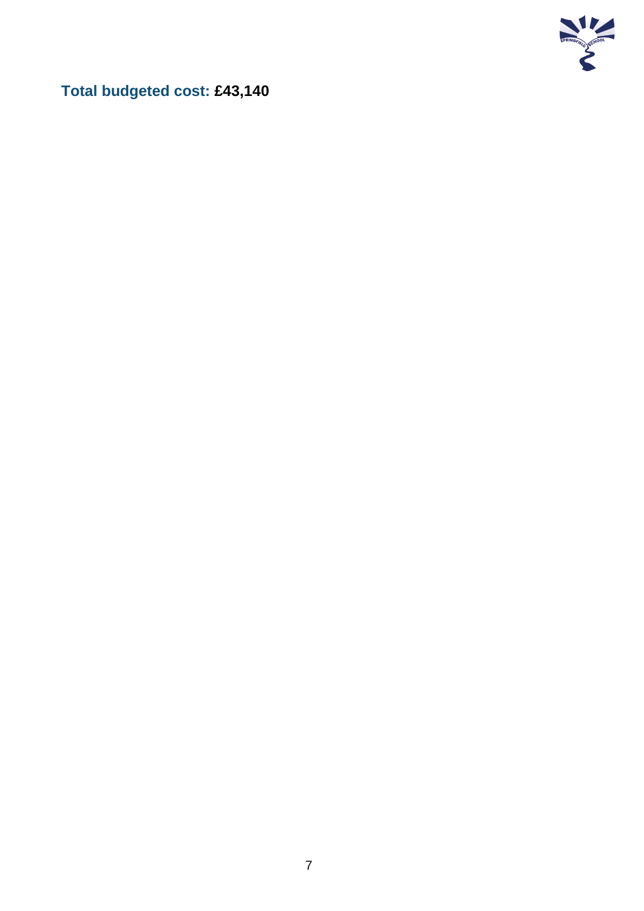**Total budgeted cost: £43,140**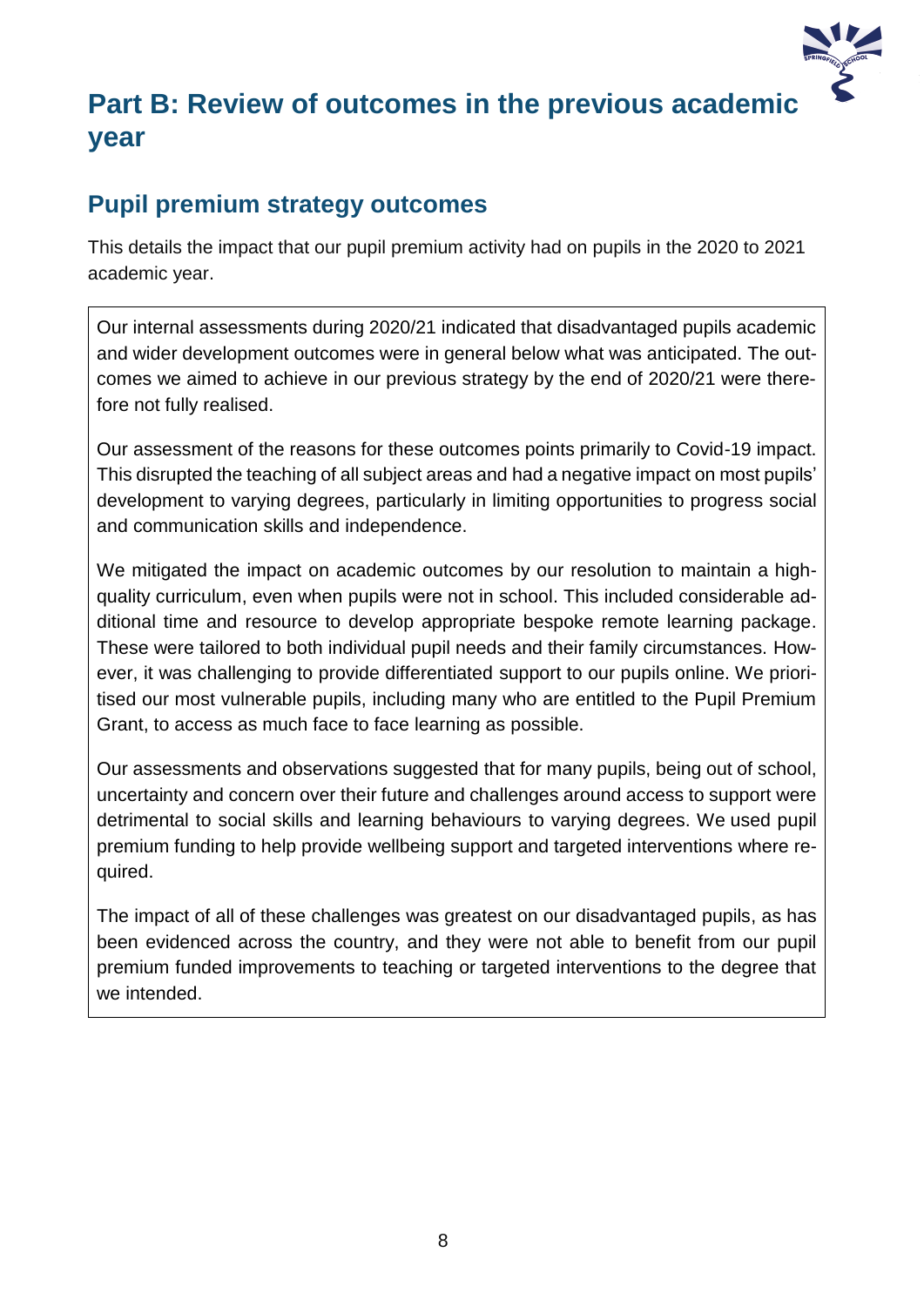# Part B: Review of outcomes in the previous academic year

## Pupil premium strategy outcomes

This details the impact that our pupil premium activity had on pupils in the 2020 to 2021 academic year.

Our internal assessments during 2020/21 indicated that disadvantaged pupils academic and wider development outcomes were in general below what was anticipated. The outcomes we aimed to achieve in our previous strategy by the end of 2020/21 were therefore not fully realised.

Our assessment of the reasons for these outcomes points primarily to Covid-19 impact. This disrupted the teaching of all subject areas and had a negative impact on most pupils' development to varying degrees, particularly in limiting opportunities to progress social and communication skills and independence.

We mitigated the impact on academic outcomes by our resolution to maintain a high-quality curriculum, even when pupils were not in school. This included considerable additional time and resource to develop appropriate bespoke remote learning package. These were tailored to both individual pupil needs and their family circumstances. However, it was challenging to provide differentiated support to our pupils online. We prioritised our most vulnerable pupils, including many who are entitled to the Pupil Premium Grant, to access as much face to face learning as possible.

Our assessments and observations suggested that for many pupils, being out of school, uncertainty and concern over their future and challenges around access to support were detrimental to social skills and learning behaviours to varying degrees. We used pupil premium funding to help provide wellbeing support and targeted interventions where required.

The impact of all of these challenges was greatest on our disadvantaged pupils, as has been evidenced across the country, and they were not able to benefit from our pupil premium funded improvements to teaching or targeted interventions to the degree that we intended.